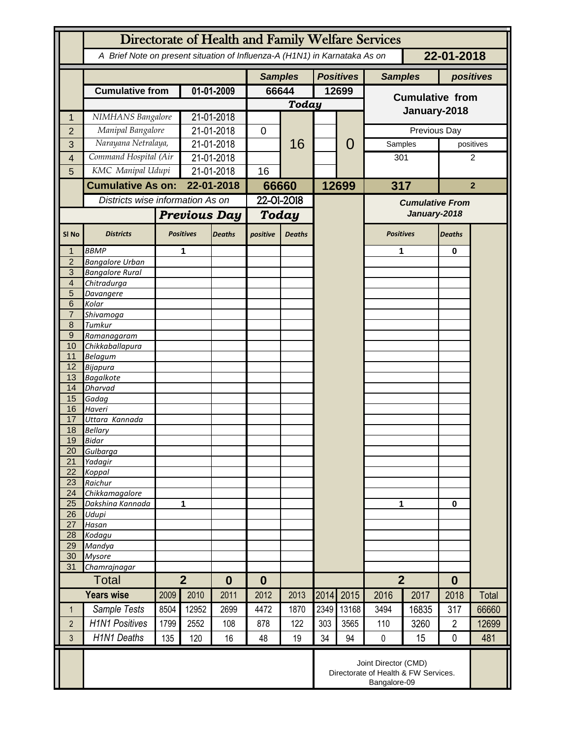# Directorate of Health and Family Welfare Services

*A Brief Note on present situation of Influenza-A (H1N1) in Karnataka As on* **22-01-2018**

| | | | Samples | | Positives | | Samples | positives |
|---|---|---|---|---|---|---|---|---|
| | **Cumulative from** | **01-01-2009** | **66644** | | **12699** | | **Cumulative from January-2018** | |
| | | | ***Today*** | | | | | |
| 1 | *NIMHANS Bangalore* | 21-01-2018 | | 16 | | 0 | | |
| 2 | *Manipal Bangalore* | 21-01-2018 | 0 | | | | Previous Day | |
| 3 | *Narayana Netralaya,* | 21-01-2018 | | | | | Samples | positives |
| 4 | *Command Hospital (Air* | 21-01-2018 | | | | | 301 | 2 |
| 5 | *KMC Manipal Udupi* | 21-01-2018 | 16 | | | | | |
| | **Cumulative As on: 22-01-2018** | | **66660** | | **12699** | | **317** | **2** |

*Districts wise information As on* 22-01-2018

| Sl No | Districts | Previous Day Positives | Previous Day Deaths | Today positive | Today Deaths | Cumulative From January-2018 Positives | Cumulative From January-2018 Deaths |
|---|---|---|---|---|---|---|---|
| 1 | *BBMP* | 1 | | | | 1 | 0 |
| 2 | *Bangalore Urban* | | | | | | |
| 3 | *Bangalore Rural* | | | | | | |
| 4 | *Chitradurga* | | | | | | |
| 5 | *Davangere* | | | | | | |
| 6 | *Kolar* | | | | | | |
| 7 | *Shivamoga* | | | | | | |
| 8 | *Tumkur* | | | | | | |
| 9 | *Ramanagaram* | | | | | | |
| 10 | *Chikkaballapura* | | | | | | |
| 11 | *Belagum* | | | | | | |
| 12 | *Bijapura* | | | | | | |
| 13 | *Bagalkote* | | | | | | |
| 14 | *Dharvad* | | | | | | |
| 15 | *Gadag* | | | | | | |
| 16 | *Haveri* | | | | | | |
| 17 | *Uttara Kannada* | | | | | | |
| 18 | *Bellary* | | | | | | |
| 19 | *Bidar* | | | | | | |
| 20 | *Gulbarga* | | | | | | |
| 21 | *Yadagir* | | | | | | |
| 22 | *Koppal* | | | | | | |
| 23 | *Raichur* | | | | | | |
| 24 | *Chikkamagalore* | | | | | | |
| 25 | *Dakshina Kannada* | 1 | | | | 1 | 0 |
| 26 | *Udupi* | | | | | | |
| 27 | *Hasan* | | | | | | |
| 28 | *Kodagu* | | | | | | |
| 29 | *Mandya* | | | | | | |
| 30 | *Mysore* | | | | | | |
| 31 | *Chamrajnagar* | | | | | | |
| | **Total** | **2** | **0** | **0** | | **2** | **0** |

| | Years wise | 2009 | 2010 | 2011 | 2012 | 2013 | 2014 | 2015 | 2016 | 2017 | 2018 | Total |
|---|---|---|---|---|---|---|---|---|---|---|---|---|
| 1 | *Sample Tests* | 8504 | 12952 | 2699 | 4472 | 1870 | 2349 | 13168 | 3494 | 16835 | 317 | 66660 |
| 2 | *H1N1 Positives* | 1799 | 2552 | 108 | 878 | 122 | 303 | 3565 | 110 | 3260 | 2 | 12699 |
| 3 | *H1N1 Deaths* | 135 | 120 | 16 | 48 | 19 | 34 | 94 | 0 | 15 | 0 | 481 |

Joint Director (CMD)
Directorate of Health & FW Services.
Bangalore-09